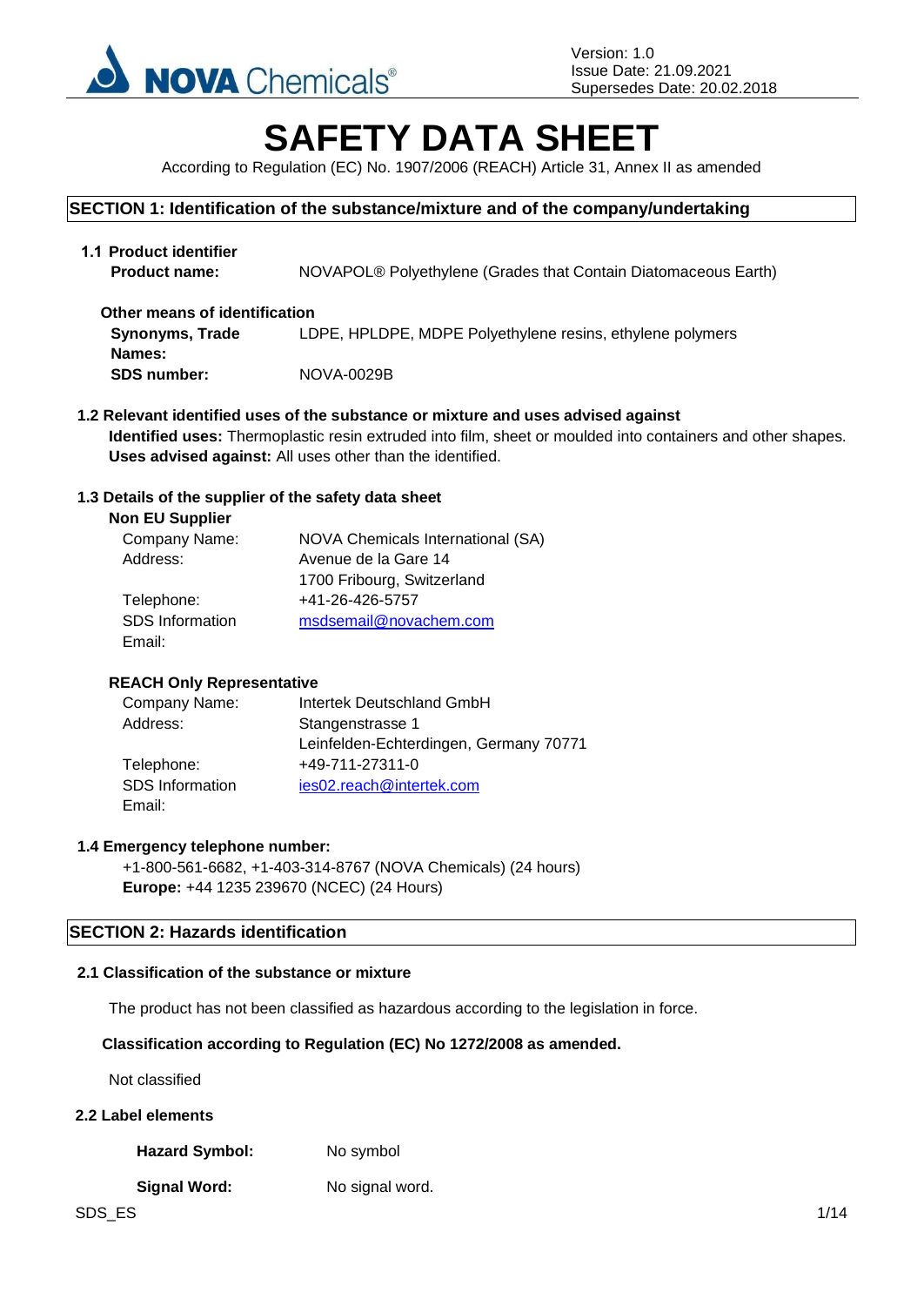Version: 1.0
Issue Date: 21.09.2021
Supersedes Date: 20.02.2018

# SAFETY DATA SHEET

According to Regulation (EC) No. 1907/2006 (REACH) Article 31, Annex II as amended

## SECTION 1: Identification of the substance/mixture and of the company/undertaking

### 1.1 Product identifier

**Product name:** NOVAPOL® Polyethylene (Grades that Contain Diatomaceous Earth)

**Other means of identification**

**Synonyms, Trade Names:** LDPE, HPLDPE, MDPE Polyethylene resins, ethylene polymers

**SDS number:** NOVA-0029B

### 1.2 Relevant identified uses of the substance or mixture and uses advised against

**Identified uses:** Thermoplastic resin extruded into film, sheet or moulded into containers and other shapes.

**Uses advised against:** All uses other than the identified.

### 1.3 Details of the supplier of the safety data sheet

**Non EU Supplier**

| | |
|---|---|
| Company Name: | NOVA Chemicals International (SA) |
| Address: | Avenue de la Gare 14<br>1700 Fribourg, Switzerland |
| Telephone: | +41-26-426-5757 |
| SDS Information Email: | msdsemail@novachem.com |

**REACH Only Representative**

| | |
|---|---|
| Company Name: | Intertek Deutschland GmbH |
| Address: | Stangenstrasse 1<br>Leinfelden-Echterdingen, Germany 70771 |
| Telephone: | +49-711-27311-0 |
| SDS Information Email: | ies02.reach@intertek.com |

### 1.4 Emergency telephone number:

+1-800-561-6682, +1-403-314-8767 (NOVA Chemicals) (24 hours)

**Europe:** +44 1235 239670 (NCEC) (24 Hours)

## SECTION 2: Hazards identification

### 2.1 Classification of the substance or mixture

The product has not been classified as hazardous according to the legislation in force.

**Classification according to Regulation (EC) No 1272/2008 as amended.**

Not classified

### 2.2 Label elements

**Hazard Symbol:** No symbol

**Signal Word:** No signal word.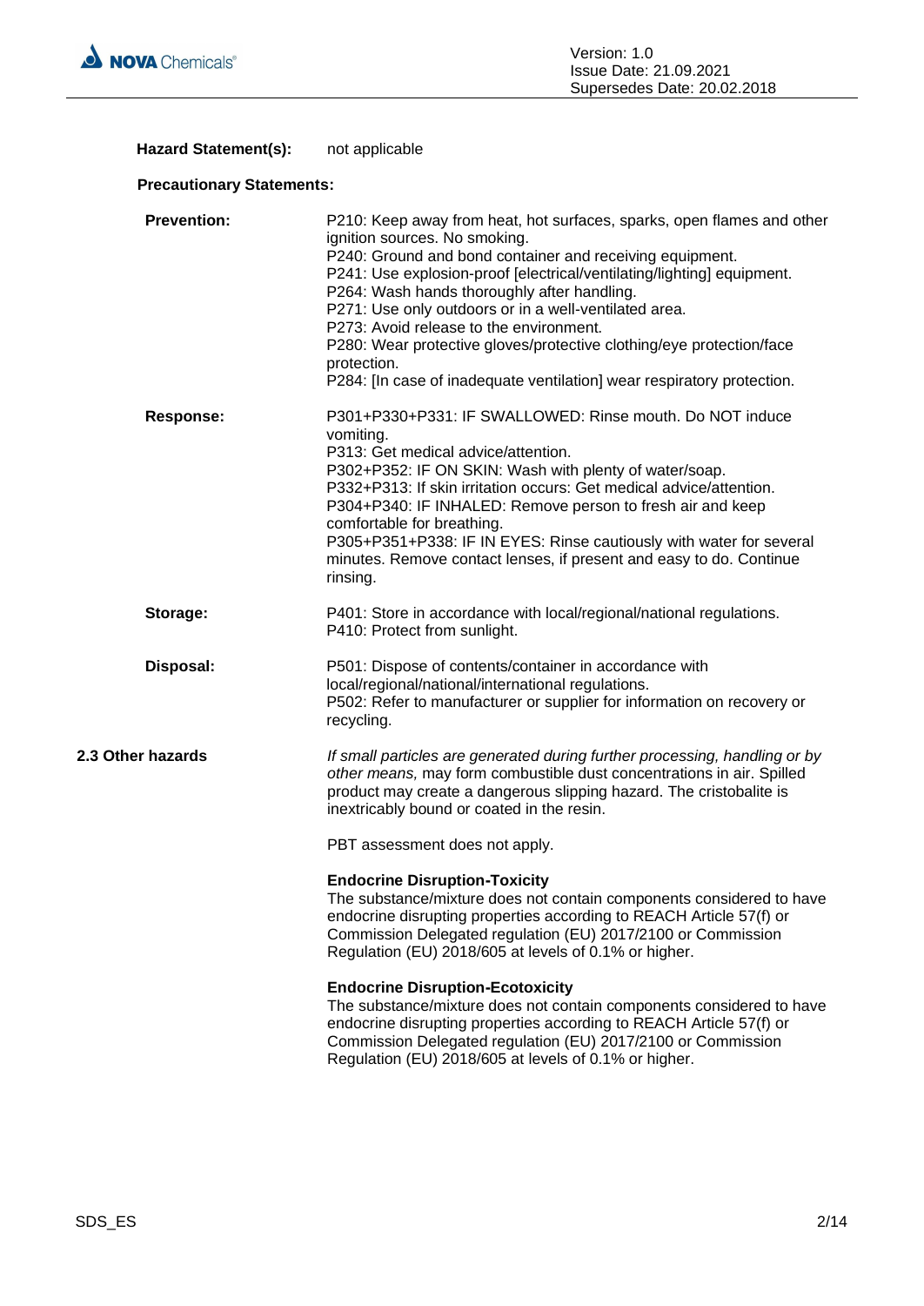**Hazard Statement(s):** not applicable

**Precautionary Statements:**

**Prevention:**

P210: Keep away from heat, hot surfaces, sparks, open flames and other ignition sources. No smoking.
P240: Ground and bond container and receiving equipment.
P241: Use explosion-proof [electrical/ventilating/lighting] equipment.
P264: Wash hands thoroughly after handling.
P271: Use only outdoors or in a well-ventilated area.
P273: Avoid release to the environment.
P280: Wear protective gloves/protective clothing/eye protection/face protection.
P284: [In case of inadequate ventilation] wear respiratory protection.

**Response:**

P301+P330+P331: IF SWALLOWED: Rinse mouth. Do NOT induce vomiting.
P313: Get medical advice/attention.
P302+P352: IF ON SKIN: Wash with plenty of water/soap.
P332+P313: If skin irritation occurs: Get medical advice/attention.
P304+P340: IF INHALED: Remove person to fresh air and keep comfortable for breathing.
P305+P351+P338: IF IN EYES: Rinse cautiously with water for several minutes. Remove contact lenses, if present and easy to do. Continue rinsing.

**Storage:**

P401: Store in accordance with local/regional/national regulations.
P410: Protect from sunlight.

**Disposal:**

P501: Dispose of contents/container in accordance with local/regional/national/international regulations.
P502: Refer to manufacturer or supplier for information on recovery or recycling.

**2.3 Other hazards**

*If small particles are generated during further processing, handling or by other means,* may form combustible dust concentrations in air. Spilled product may create a dangerous slipping hazard. The cristobalite is inextricably bound or coated in the resin.

PBT assessment does not apply.

**Endocrine Disruption-Toxicity**
The substance/mixture does not contain components considered to have endocrine disrupting properties according to REACH Article 57(f) or Commission Delegated regulation (EU) 2017/2100 or Commission Regulation (EU) 2018/605 at levels of 0.1% or higher.

**Endocrine Disruption-Ecotoxicity**
The substance/mixture does not contain components considered to have endocrine disrupting properties according to REACH Article 57(f) or Commission Delegated regulation (EU) 2017/2100 or Commission Regulation (EU) 2018/605 at levels of 0.1% or higher.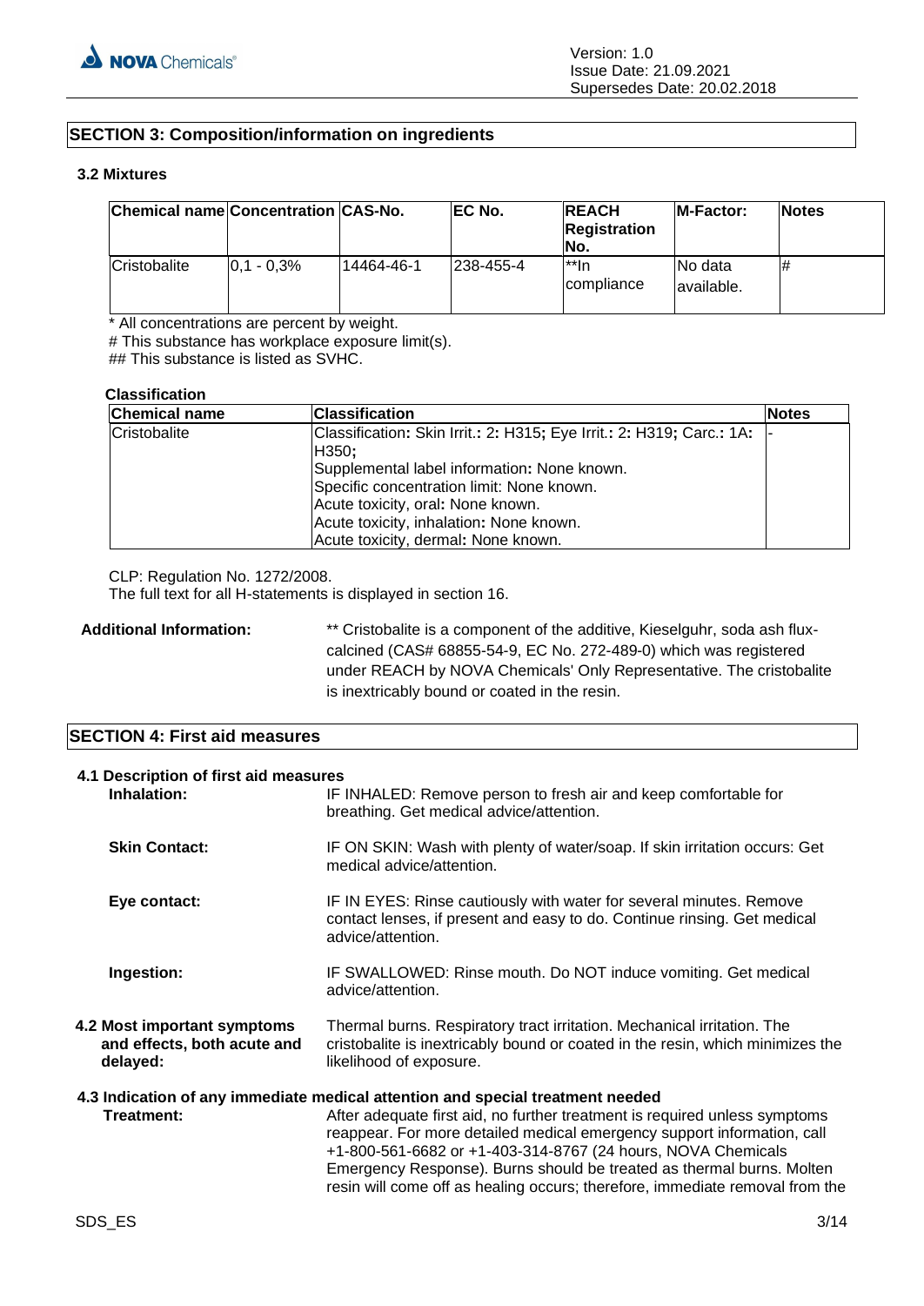## SECTION 3: Composition/information on ingredients

### 3.2 Mixtures

| Chemical name | Concentration | CAS-No. | EC No. | REACH Registration No. | M-Factor: | Notes |
|---|---|---|---|---|---|---|
| Cristobalite | 0,1 - 0,3% | 14464-46-1 | 238-455-4 | **In compliance | No data available. | # |

* All concentrations are percent by weight.
# This substance has workplace exposure limit(s).
## This substance is listed as SVHC.

**Classification**

| Chemical name | Classification | Notes |
|---|---|---|
| Cristobalite | Classification: Skin Irrit.: 2: H315; Eye Irrit.: 2: H319; Carc.: 1A: H350;<br>Supplemental label information: None known.<br>Specific concentration limit: None known.<br>Acute toxicity, oral: None known.<br>Acute toxicity, inhalation: None known.<br>Acute toxicity, dermal: None known. | - |

CLP: Regulation No. 1272/2008.
The full text for all H-statements is displayed in section 16.

**Additional Information:** ** Cristobalite is a component of the additive, Kieselguhr, soda ash flux-calcined (CAS# 68855-54-9, EC No. 272-489-0) which was registered under REACH by NOVA Chemicals' Only Representative. The cristobalite is inextricably bound or coated in the resin.

## SECTION 4: First aid measures

### 4.1 Description of first aid measures

**Inhalation:** IF INHALED: Remove person to fresh air and keep comfortable for breathing. Get medical advice/attention.

**Skin Contact:** IF ON SKIN: Wash with plenty of water/soap. If skin irritation occurs: Get medical advice/attention.

**Eye contact:** IF IN EYES: Rinse cautiously with water for several minutes. Remove contact lenses, if present and easy to do. Continue rinsing. Get medical advice/attention.

**Ingestion:** IF SWALLOWED: Rinse mouth. Do NOT induce vomiting. Get medical advice/attention.

**4.2 Most important symptoms and effects, both acute and delayed:** Thermal burns. Respiratory tract irritation. Mechanical irritation. The cristobalite is inextricably bound or coated in the resin, which minimizes the likelihood of exposure.

### 4.3 Indication of any immediate medical attention and special treatment needed

**Treatment:** After adequate first aid, no further treatment is required unless symptoms reappear. For more detailed medical emergency support information, call +1-800-561-6682 or +1-403-314-8767 (24 hours, NOVA Chemicals Emergency Response). Burns should be treated as thermal burns. Molten resin will come off as healing occurs; therefore, immediate removal from the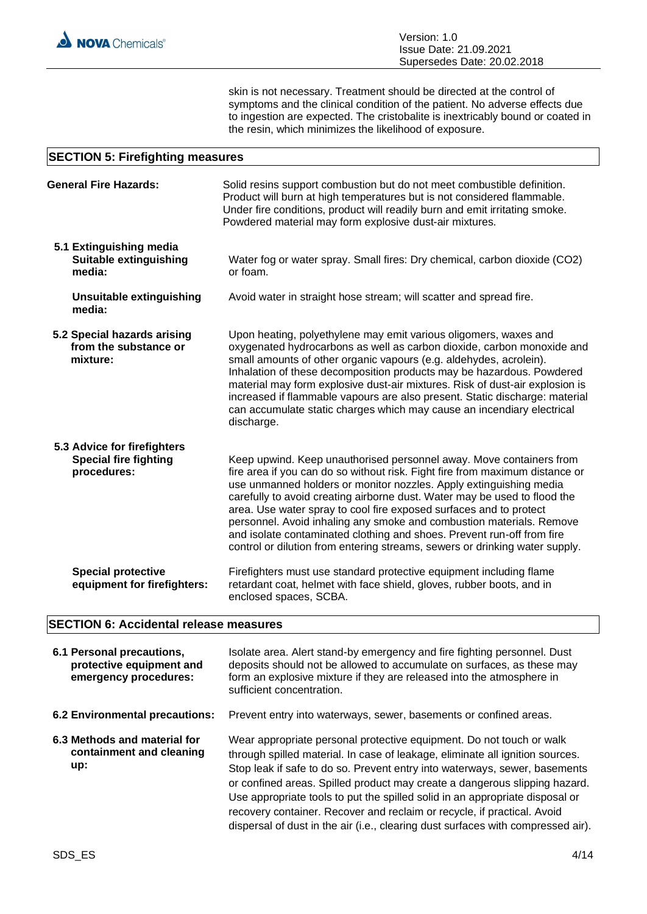skin is not necessary. Treatment should be directed at the control of symptoms and the clinical condition of the patient. No adverse effects due to ingestion are expected. The cristobalite is inextricably bound or coated in the resin, which minimizes the likelihood of exposure.

## SECTION 5: Firefighting measures

**General Fire Hazards:** Solid resins support combustion but do not meet combustible definition. Product will burn at high temperatures but is not considered flammable. Under fire conditions, product will readily burn and emit irritating smoke. Powdered material may form explosive dust-air mixtures.

### 5.1 Extinguishing media

**Suitable extinguishing media:** Water fog or water spray. Small fires: Dry chemical, carbon dioxide ($CO_2$) or foam.

**Unsuitable extinguishing media:** Avoid water in straight hose stream; will scatter and spread fire.

### 5.2 Special hazards arising from the substance or mixture:

Upon heating, polyethylene may emit various oligomers, waxes and oxygenated hydrocarbons as well as carbon dioxide, carbon monoxide and small amounts of other organic vapours (e.g. aldehydes, acrolein). Inhalation of these decomposition products may be hazardous. Powdered material may form explosive dust-air mixtures. Risk of dust-air explosion is increased if flammable vapours are also present. Static discharge: material can accumulate static charges which may cause an incendiary electrical discharge.

### 5.3 Advice for firefighters

**Special fire fighting procedures:** Keep upwind. Keep unauthorised personnel away. Move containers from fire area if you can do so without risk. Fight fire from maximum distance or use unmanned holders or monitor nozzles. Apply extinguishing media carefully to avoid creating airborne dust. Water may be used to flood the area. Use water spray to cool fire exposed surfaces and to protect personnel. Avoid inhaling any smoke and combustion materials. Remove and isolate contaminated clothing and shoes. Prevent run-off from fire control or dilution from entering streams, sewers or drinking water supply.

**Special protective equipment for firefighters:** Firefighters must use standard protective equipment including flame retardant coat, helmet with face shield, gloves, rubber boots, and in enclosed spaces, SCBA.

## SECTION 6: Accidental release measures

**6.1 Personal precautions, protective equipment and emergency procedures:** Isolate area. Alert stand-by emergency and fire fighting personnel. Dust deposits should not be allowed to accumulate on surfaces, as these may form an explosive mixture if they are released into the atmosphere in sufficient concentration.

**6.2 Environmental precautions:** Prevent entry into waterways, sewer, basements or confined areas.

**6.3 Methods and material for containment and cleaning up:** Wear appropriate personal protective equipment. Do not touch or walk through spilled material. In case of leakage, eliminate all ignition sources. Stop leak if safe to do so. Prevent entry into waterways, sewer, basements or confined areas. Spilled product may create a dangerous slipping hazard. Use appropriate tools to put the spilled solid in an appropriate disposal or recovery container. Recover and reclaim or recycle, if practical. Avoid dispersal of dust in the air (i.e., clearing dust surfaces with compressed air).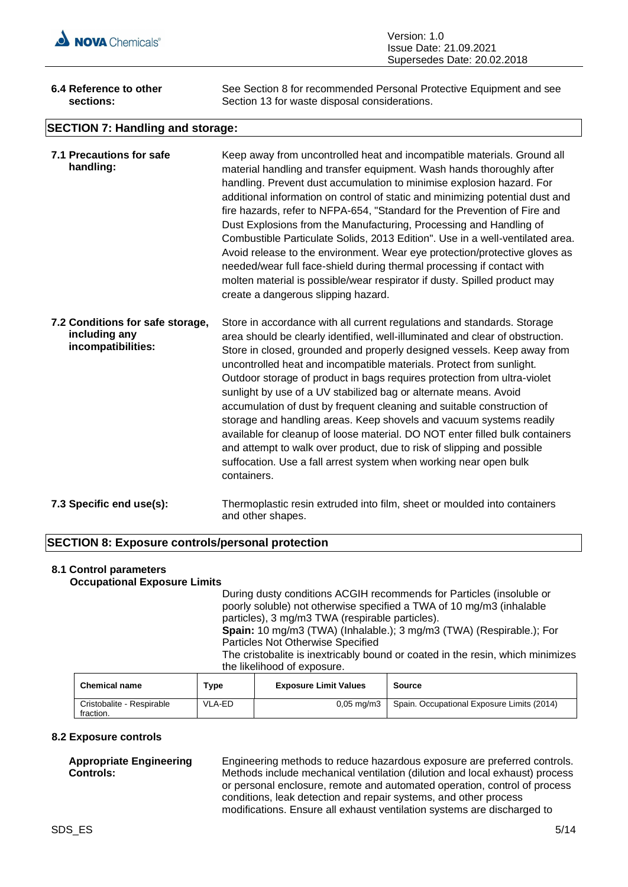**6.4 Reference to other sections:** See Section 8 for recommended Personal Protective Equipment and see Section 13 for waste disposal considerations.

## SECTION 7: Handling and storage:

**7.1 Precautions for safe handling:** Keep away from uncontrolled heat and incompatible materials. Ground all material handling and transfer equipment. Wash hands thoroughly after handling. Prevent dust accumulation to minimise explosion hazard. For additional information on control of static and minimizing potential dust and fire hazards, refer to NFPA-654, "Standard for the Prevention of Fire and Dust Explosions from the Manufacturing, Processing and Handling of Combustible Particulate Solids, 2013 Edition". Use in a well-ventilated area. Avoid release to the environment. Wear eye protection/protective gloves as needed/wear full face-shield during thermal processing if contact with molten material is possible/wear respirator if dusty. Spilled product may create a dangerous slipping hazard.

**7.2 Conditions for safe storage, including any incompatibilities:** Store in accordance with all current regulations and standards. Storage area should be clearly identified, well-illuminated and clear of obstruction. Store in closed, grounded and properly designed vessels. Keep away from uncontrolled heat and incompatible materials. Protect from sunlight. Outdoor storage of product in bags requires protection from ultra-violet sunlight by use of a UV stabilized bag or alternate means. Avoid accumulation of dust by frequent cleaning and suitable construction of storage and handling areas. Keep shovels and vacuum systems readily available for cleanup of loose material. DO NOT enter filled bulk containers and attempt to walk over product, due to risk of slipping and possible suffocation. Use a fall arrest system when working near open bulk containers.

**7.3 Specific end use(s):** Thermoplastic resin extruded into film, sheet or moulded into containers and other shapes.

## SECTION 8: Exposure controls/personal protection

### 8.1 Control parameters

**Occupational Exposure Limits**

During dusty conditions ACGIH recommends for Particles (insoluble or poorly soluble) not otherwise specified a TWA of 10 mg/m3 (inhalable particles), 3 mg/m3 TWA (respirable particles).
**Spain:** 10 mg/m3 (TWA) (Inhalable.); 3 mg/m3 (TWA) (Respirable.); For Particles Not Otherwise Specified
The cristobalite is inextricably bound or coated in the resin, which minimizes the likelihood of exposure.

| Chemical name | Type | Exposure Limit Values | Source |
|---|---|---|---|
| Cristobalite - Respirable fraction. | VLA-ED | 0,05 mg/m3 | Spain. Occupational Exposure Limits (2014) |

### 8.2 Exposure controls

**Appropriate Engineering Controls:** Engineering methods to reduce hazardous exposure are preferred controls. Methods include mechanical ventilation (dilution and local exhaust) process or personal enclosure, remote and automated operation, control of process conditions, leak detection and repair systems, and other process modifications. Ensure all exhaust ventilation systems are discharged to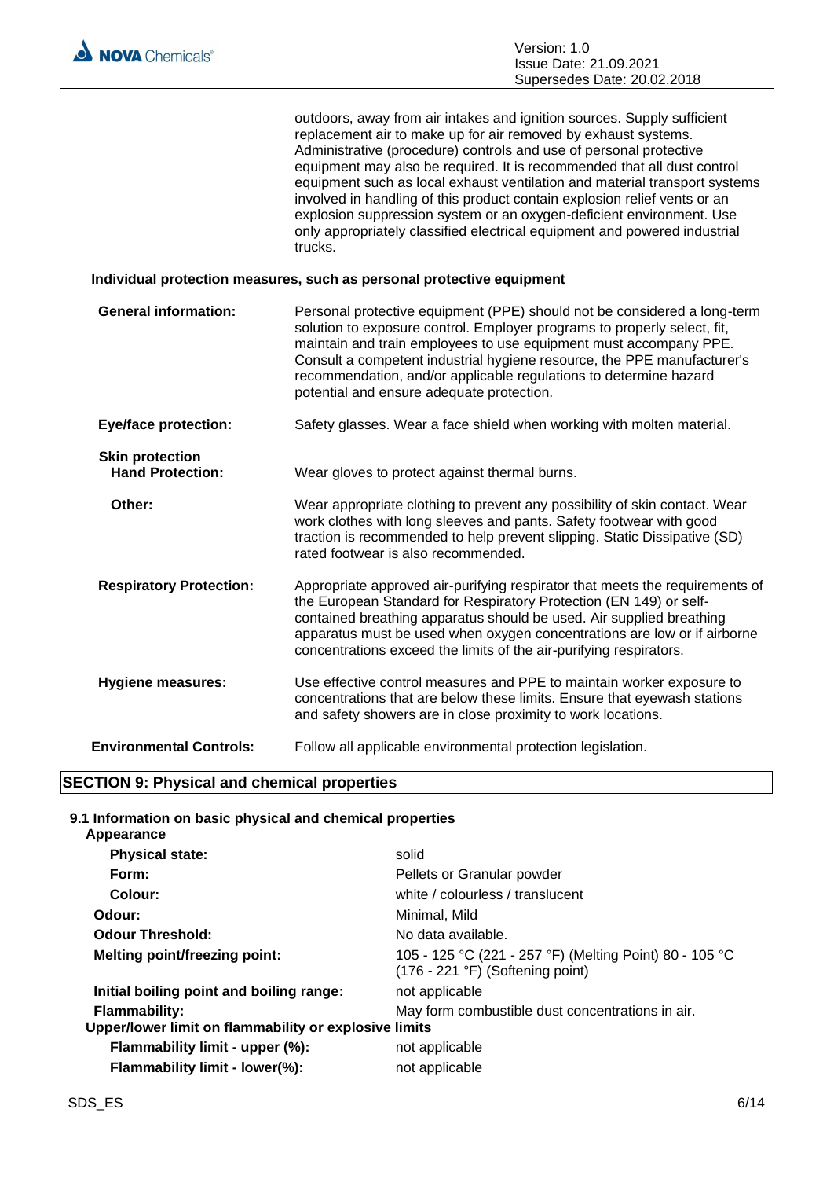outdoors, away from air intakes and ignition sources. Supply sufficient replacement air to make up for air removed by exhaust systems. Administrative (procedure) controls and use of personal protective equipment may also be required. It is recommended that all dust control equipment such as local exhaust ventilation and material transport systems involved in handling of this product contain explosion relief vents or an explosion suppression system or an oxygen-deficient environment. Use only appropriately classified electrical equipment and powered industrial trucks.

**Individual protection measures, such as personal protective equipment**

**General information:** Personal protective equipment (PPE) should not be considered a long-term solution to exposure control. Employer programs to properly select, fit, maintain and train employees to use equipment must accompany PPE. Consult a competent industrial hygiene resource, the PPE manufacturer's recommendation, and/or applicable regulations to determine hazard potential and ensure adequate protection.

**Eye/face protection:** Safety glasses. Wear a face shield when working with molten material.

**Skin protection**

**Hand Protection:** Wear gloves to protect against thermal burns.

**Other:** Wear appropriate clothing to prevent any possibility of skin contact. Wear work clothes with long sleeves and pants. Safety footwear with good traction is recommended to help prevent slipping. Static Dissipative (SD) rated footwear is also recommended.

**Respiratory Protection:** Appropriate approved air-purifying respirator that meets the requirements of the European Standard for Respiratory Protection (EN 149) or self-contained breathing apparatus should be used. Air supplied breathing apparatus must be used when oxygen concentrations are low or if airborne concentrations exceed the limits of the air-purifying respirators.

**Hygiene measures:** Use effective control measures and PPE to maintain worker exposure to concentrations that are below these limits. Ensure that eyewash stations and safety showers are in close proximity to work locations.

**Environmental Controls:** Follow all applicable environmental protection legislation.

## SECTION 9: Physical and chemical properties

### 9.1 Information on basic physical and chemical properties

**Appearance**

| | |
|---|---|
| **Physical state:** | solid |
| **Form:** | Pellets or Granular powder |
| **Colour:** | white / colourless / translucent |
| **Odour:** | Minimal, Mild |
| **Odour Threshold:** | No data available. |
| **Melting point/freezing point:** | 105 - 125 °C (221 - 257 °F) (Melting Point) 80 - 105 °C (176 - 221 °F) (Softening point) |
| **Initial boiling point and boiling range:** | not applicable |
| **Flammability:** | May form combustible dust concentrations in air. |

**Upper/lower limit on flammability or explosive limits**

| | |
|---|---|
| **Flammability limit - upper (%):** | not applicable |
| **Flammability limit - lower(%):** | not applicable |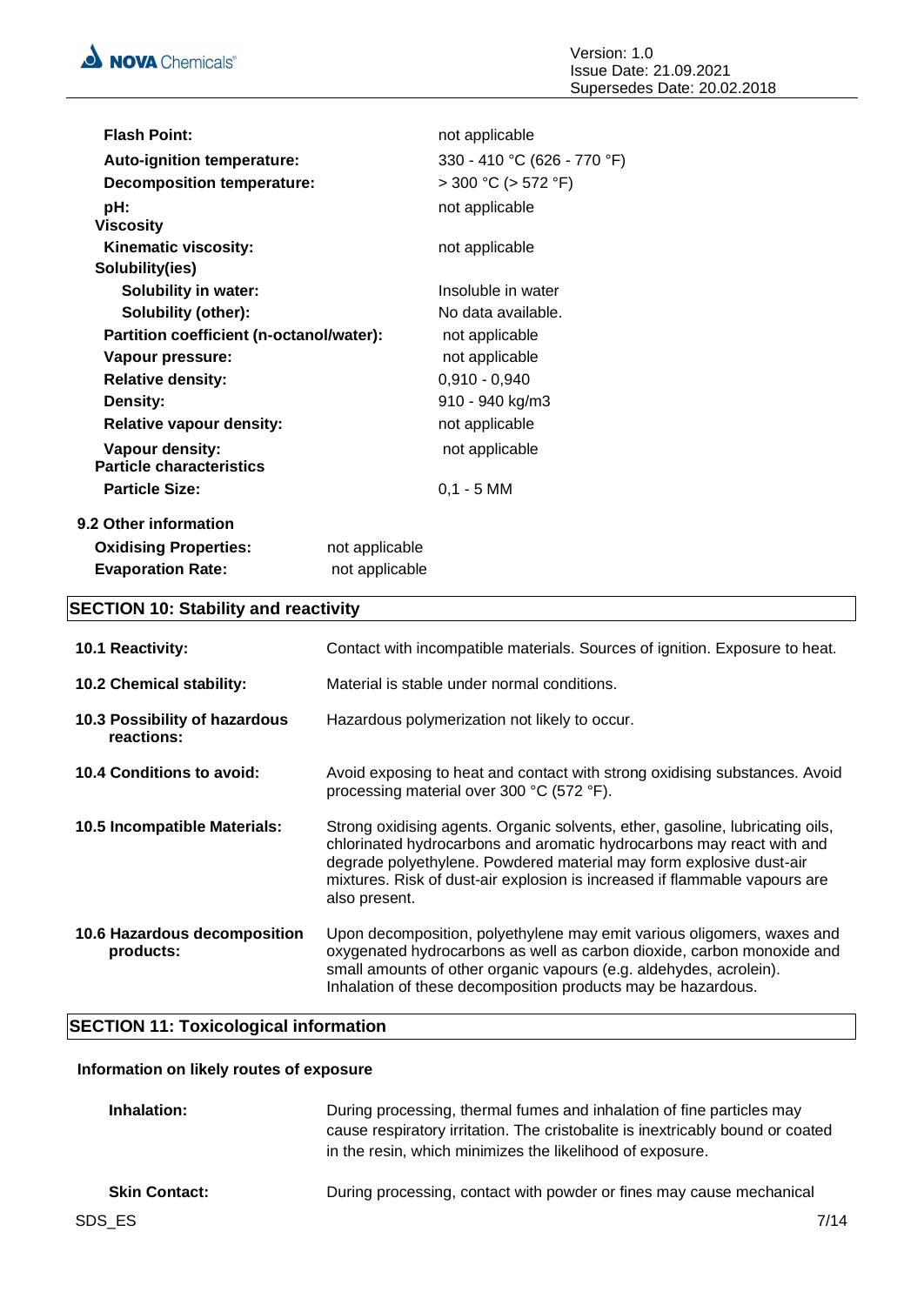| | |
|---|---|
| **Flash Point:** | not applicable |
| **Auto-ignition temperature:** | 330 - 410 °C (626 - 770 °F) |
| **Decomposition temperature:** | > 300 °C (> 572 °F) |
| **pH:** | not applicable |
| **Viscosity** | |
| **Kinematic viscosity:** | not applicable |
| **Solubility(ies)** | |
| **Solubility in water:** | Insoluble in water |
| **Solubility (other):** | No data available. |
| **Partition coefficient (n-octanol/water):** | not applicable |
| **Vapour pressure:** | not applicable |
| **Relative density:** | 0,910 - 0,940 |
| **Density:** | 910 - 940 kg/m3 |
| **Relative vapour density:** | not applicable |
| **Vapour density:** | not applicable |
| **Particle characteristics** | |
| **Particle Size:** | 0,1 - 5 MM |

**9.2 Other information**

| | |
|---|---|
| **Oxidising Properties:** | not applicable |
| **Evaporation Rate:** | not applicable |

## SECTION 10: Stability and reactivity

| | |
|---|---|
| **10.1 Reactivity:** | Contact with incompatible materials. Sources of ignition. Exposure to heat. |
| **10.2 Chemical stability:** | Material is stable under normal conditions. |
| **10.3 Possibility of hazardous reactions:** | Hazardous polymerization not likely to occur. |
| **10.4 Conditions to avoid:** | Avoid exposing to heat and contact with strong oxidising substances. Avoid processing material over 300 °C (572 °F). |
| **10.5 Incompatible Materials:** | Strong oxidising agents. Organic solvents, ether, gasoline, lubricating oils, chlorinated hydrocarbons and aromatic hydrocarbons may react with and degrade polyethylene. Powdered material may form explosive dust-air mixtures. Risk of dust-air explosion is increased if flammable vapours are also present. |
| **10.6 Hazardous decomposition products:** | Upon decomposition, polyethylene may emit various oligomers, waxes and oxygenated hydrocarbons as well as carbon dioxide, carbon monoxide and small amounts of other organic vapours (e.g. aldehydes, acrolein). Inhalation of these decomposition products may be hazardous. |

## SECTION 11: Toxicological information

**Information on likely routes of exposure**

| | |
|---|---|
| **Inhalation:** | During processing, thermal fumes and inhalation of fine particles may cause respiratory irritation. The cristobalite is inextricably bound or coated in the resin, which minimizes the likelihood of exposure. |
| **Skin Contact:** | During processing, contact with powder or fines may cause mechanical |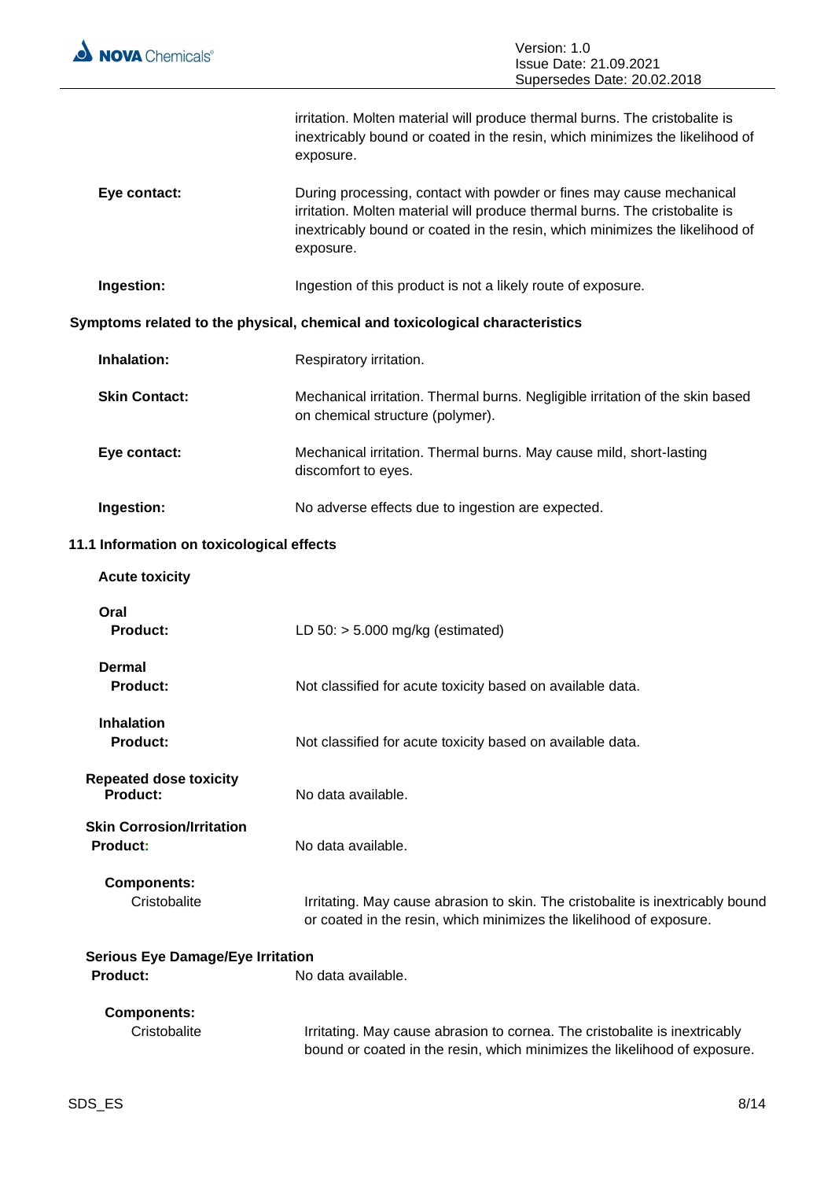| | |
|---|---|
| | irritation. Molten material will produce thermal burns. The cristobalite is inextricably bound or coated in the resin, which minimizes the likelihood of exposure. |
| **Eye contact:** | During processing, contact with powder or fines may cause mechanical irritation. Molten material will produce thermal burns. The cristobalite is inextricably bound or coated in the resin, which minimizes the likelihood of exposure. |
| **Ingestion:** | Ingestion of this product is not a likely route of exposure. |

**Symptoms related to the physical, chemical and toxicological characteristics**

| | |
|---|---|
| **Inhalation:** | Respiratory irritation. |
| **Skin Contact:** | Mechanical irritation. Thermal burns. Negligible irritation of the skin based on chemical structure (polymer). |
| **Eye contact:** | Mechanical irritation. Thermal burns. May cause mild, short-lasting discomfort to eyes. |
| **Ingestion:** | No adverse effects due to ingestion are expected. |

### 11.1 Information on toxicological effects

**Acute toxicity**

**Oral**

| | |
|---|---|
| **Product:** | LD 50: > 5.000 mg/kg (estimated) |

**Dermal**

| | |
|---|---|
| **Product:** | Not classified for acute toxicity based on available data. |

**Inhalation**

| | |
|---|---|
| **Product:** | Not classified for acute toxicity based on available data. |

**Repeated dose toxicity**

| | |
|---|---|
| **Product:** | No data available. |

**Skin Corrosion/Irritation**

| | |
|---|---|
| **Product:** | No data available. |

**Components:**

| | |
|---|---|
| Cristobalite | Irritating. May cause abrasion to skin. The cristobalite is inextricably bound or coated in the resin, which minimizes the likelihood of exposure. |

**Serious Eye Damage/Eye Irritation**

| | |
|---|---|
| **Product:** | No data available. |

**Components:**

| | |
|---|---|
| Cristobalite | Irritating. May cause abrasion to cornea. The cristobalite is inextricably bound or coated in the resin, which minimizes the likelihood of exposure. |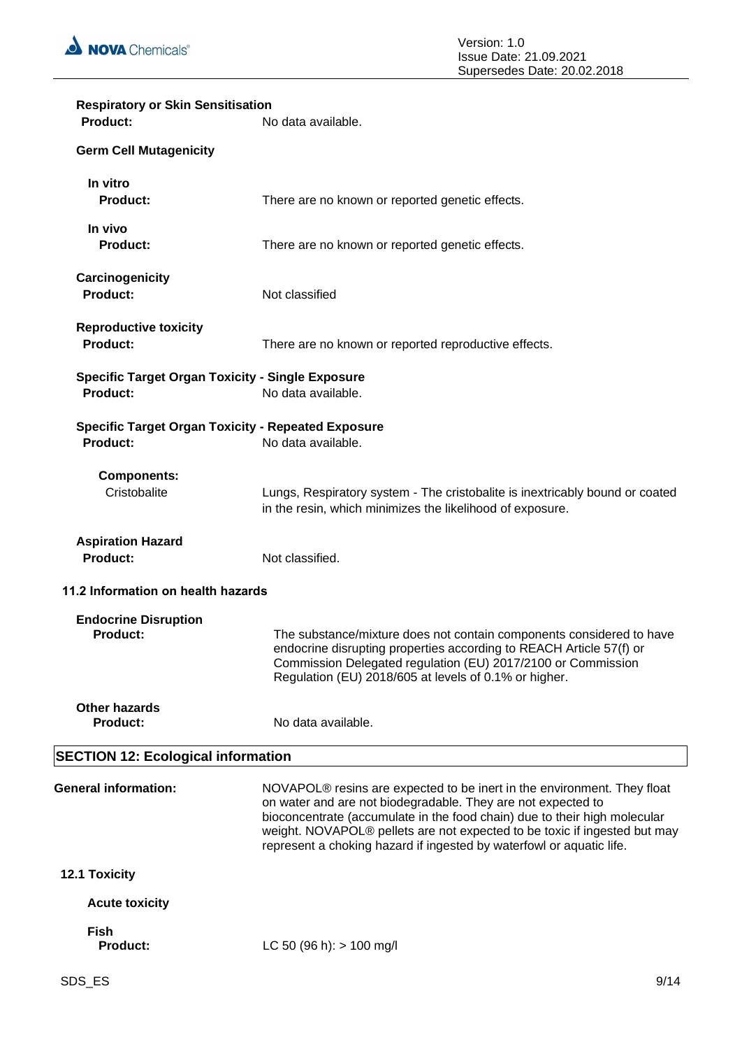**Respiratory or Skin Sensitisation**

**Product:** No data available.

**Germ Cell Mutagenicity**

**In vitro**

**Product:** There are no known or reported genetic effects.

**In vivo**

**Product:** There are no known or reported genetic effects.

**Carcinogenicity**

**Product:** Not classified

**Reproductive toxicity**

**Product:** There are no known or reported reproductive effects.

**Specific Target Organ Toxicity - Single Exposure**

**Product:** No data available.

**Specific Target Organ Toxicity - Repeated Exposure**

**Product:** No data available.

**Components:**

Cristobalite: Lungs, Respiratory system - The cristobalite is inextricably bound or coated in the resin, which minimizes the likelihood of exposure.

**Aspiration Hazard**

**Product:** Not classified.

**11.2 Information on health hazards**

**Endocrine Disruption**

**Product:** The substance/mixture does not contain components considered to have endocrine disrupting properties according to REACH Article 57(f) or Commission Delegated regulation (EU) 2017/2100 or Commission Regulation (EU) 2018/605 at levels of 0.1% or higher.

**Other hazards**

**Product:** No data available.

## SECTION 12: Ecological information

**General information:** NOVAPOL® resins are expected to be inert in the environment. They float on water and are not biodegradable. They are not expected to bioconcentrate (accumulate in the food chain) due to their high molecular weight. NOVAPOL® pellets are not expected to be toxic if ingested but may represent a choking hazard if ingested by waterfowl or aquatic life.

**12.1 Toxicity**

**Acute toxicity**

**Fish**

**Product:** LC 50 (96 h): > 100 mg/l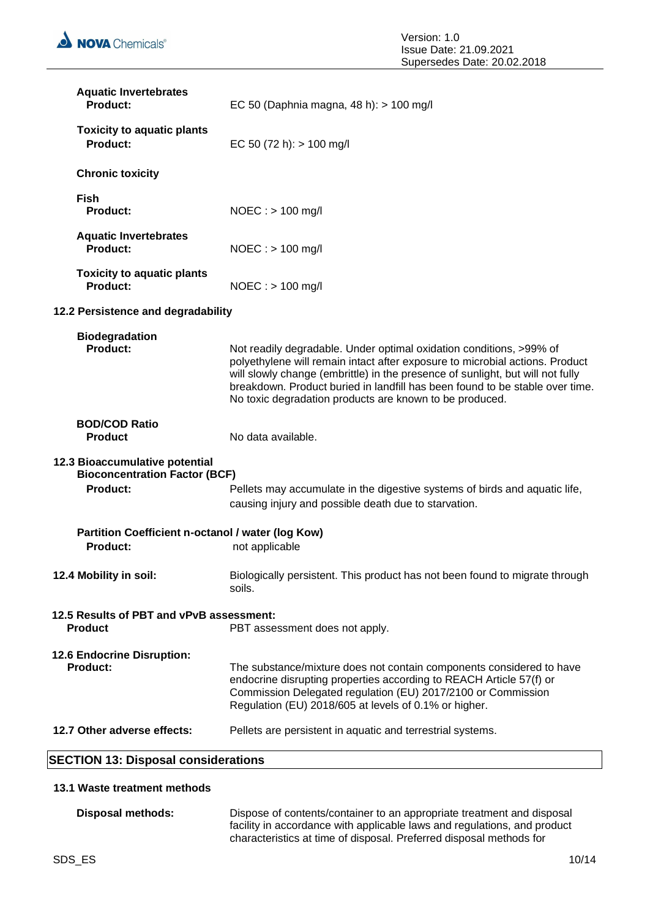**Aquatic Invertebrates**
**Product:** EC 50 (Daphnia magna, 48 h): > 100 mg/l

**Toxicity to aquatic plants**
**Product:** EC 50 (72 h): > 100 mg/l

**Chronic toxicity**

**Fish**
**Product:** NOEC : > 100 mg/l

**Aquatic Invertebrates**
**Product:** NOEC : > 100 mg/l

**Toxicity to aquatic plants**
**Product:** NOEC : > 100 mg/l

### 12.2 Persistence and degradability

**Biodegradation**
**Product:** Not readily degradable. Under optimal oxidation conditions, >99% of polyethylene will remain intact after exposure to microbial actions. Product will slowly change (embrittle) in the presence of sunlight, but will not fully breakdown. Product buried in landfill has been found to be stable over time. No toxic degradation products are known to be produced.

**BOD/COD Ratio**
**Product** No data available.

### 12.3 Bioaccumulative potential

**Bioconcentration Factor (BCF)**
**Product:** Pellets may accumulate in the digestive systems of birds and aquatic life, causing injury and possible death due to starvation.

**Partition Coefficient n-octanol / water (log Kow)**
**Product:** not applicable

**12.4 Mobility in soil:** Biologically persistent. This product has not been found to migrate through soils.

### 12.5 Results of PBT and vPvB assessment:

**Product** PBT assessment does not apply.

### 12.6 Endocrine Disruption:

**Product:** The substance/mixture does not contain components considered to have endocrine disrupting properties according to REACH Article 57(f) or Commission Delegated regulation (EU) 2017/2100 or Commission Regulation (EU) 2018/605 at levels of 0.1% or higher.

**12.7 Other adverse effects:** Pellets are persistent in aquatic and terrestrial systems.

## SECTION 13: Disposal considerations

### 13.1 Waste treatment methods

**Disposal methods:** Dispose of contents/container to an appropriate treatment and disposal facility in accordance with applicable laws and regulations, and product characteristics at time of disposal. Preferred disposal methods for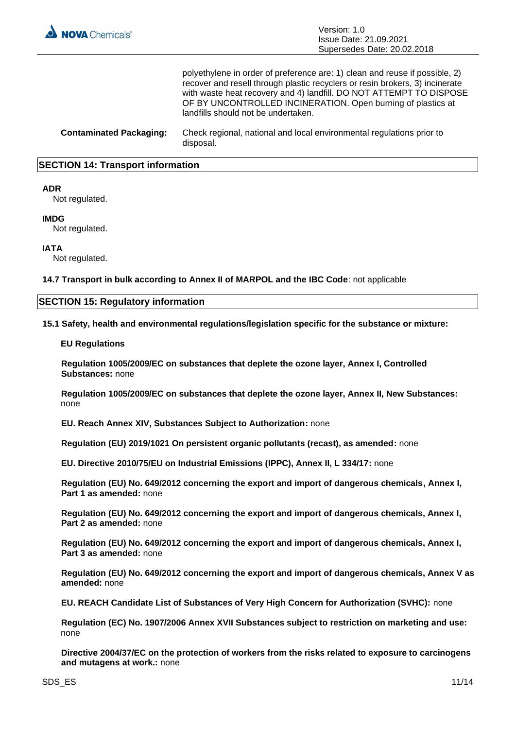polyethylene in order of preference are: 1) clean and reuse if possible, 2) recover and resell through plastic recyclers or resin brokers, 3) incinerate with waste heat recovery and 4) landfill. DO NOT ATTEMPT TO DISPOSE OF BY UNCONTROLLED INCINERATION. Open burning of plastics at landfills should not be undertaken.

**Contaminated Packaging:** Check regional, national and local environmental regulations prior to disposal.

## SECTION 14: Transport information

**ADR**
Not regulated.

**IMDG**
Not regulated.

**IATA**
Not regulated.

**14.7 Transport in bulk according to Annex II of MARPOL and the IBC Code**: not applicable

## SECTION 15: Regulatory information

**15.1 Safety, health and environmental regulations/legislation specific for the substance or mixture:**

**EU Regulations**

**Regulation 1005/2009/EC on substances that deplete the ozone layer, Annex I, Controlled Substances:** none

**Regulation 1005/2009/EC on substances that deplete the ozone layer, Annex II, New Substances:** none

**EU. Reach Annex XIV, Substances Subject to Authorization:** none

**Regulation (EU) 2019/1021 On persistent organic pollutants (recast), as amended:** none

**EU. Directive 2010/75/EU on Industrial Emissions (IPPC), Annex II, L 334/17:** none

**Regulation (EU) No. 649/2012 concerning the export and import of dangerous chemicals, Annex I, Part 1 as amended:** none

**Regulation (EU) No. 649/2012 concerning the export and import of dangerous chemicals, Annex I, Part 2 as amended:** none

**Regulation (EU) No. 649/2012 concerning the export and import of dangerous chemicals, Annex I, Part 3 as amended:** none

**Regulation (EU) No. 649/2012 concerning the export and import of dangerous chemicals, Annex V as amended:** none

**EU. REACH Candidate List of Substances of Very High Concern for Authorization (SVHC):** none

**Regulation (EC) No. 1907/2006 Annex XVII Substances subject to restriction on marketing and use:** none

**Directive 2004/37/EC on the protection of workers from the risks related to exposure to carcinogens and mutagens at work.:** none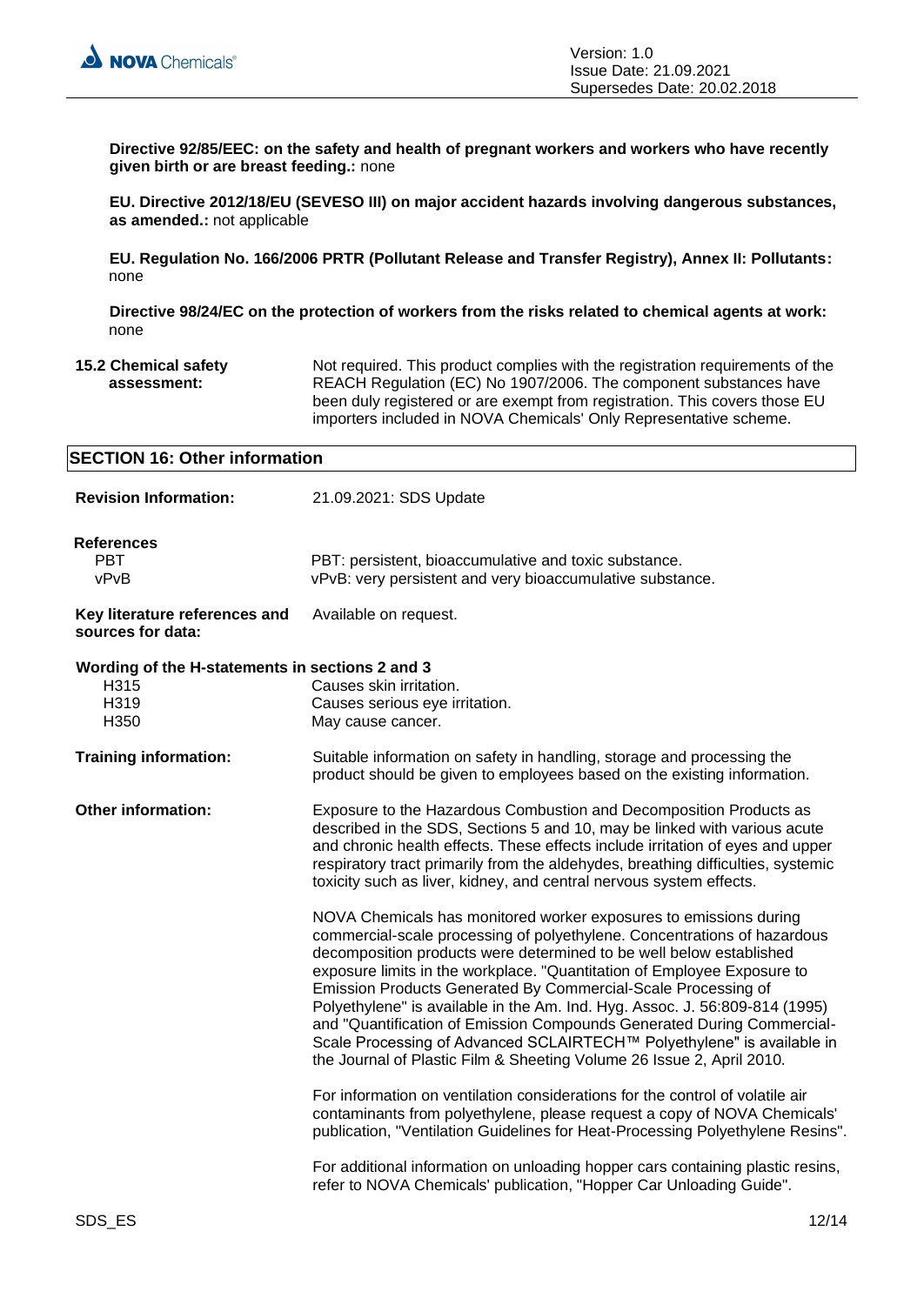**Directive 92/85/EEC: on the safety and health of pregnant workers and workers who have recently given birth or are breast feeding.:** none

**EU. Directive 2012/18/EU (SEVESO III) on major accident hazards involving dangerous substances, as amended.:** not applicable

**EU. Regulation No. 166/2006 PRTR (Pollutant Release and Transfer Registry), Annex II: Pollutants:** none

**Directive 98/24/EC on the protection of workers from the risks related to chemical agents at work:** none

**15.2 Chemical safety assessment:** Not required. This product complies with the registration requirements of the REACH Regulation (EC) No 1907/2006. The component substances have been duly registered or are exempt from registration. This covers those EU importers included in NOVA Chemicals' Only Representative scheme.

## SECTION 16: Other information

**Revision Information:** 21.09.2021: SDS Update

**References**

| | |
|---|---|
| PBT | PBT: persistent, bioaccumulative and toxic substance. |
| vPvB | vPvB: very persistent and very bioaccumulative substance. |

**Key literature references and sources for data:** Available on request.

**Wording of the H-statements in sections 2 and 3**

| | |
|---|---|
| H315 | Causes skin irritation. |
| H319 | Causes serious eye irritation. |
| H350 | May cause cancer. |

**Training information:** Suitable information on safety in handling, storage and processing the product should be given to employees based on the existing information.

**Other information:** Exposure to the Hazardous Combustion and Decomposition Products as described in the SDS, Sections 5 and 10, may be linked with various acute and chronic health effects. These effects include irritation of eyes and upper respiratory tract primarily from the aldehydes, breathing difficulties, systemic toxicity such as liver, kidney, and central nervous system effects.

NOVA Chemicals has monitored worker exposures to emissions during commercial-scale processing of polyethylene. Concentrations of hazardous decomposition products were determined to be well below established exposure limits in the workplace. "Quantitation of Employee Exposure to Emission Products Generated By Commercial-Scale Processing of Polyethylene" is available in the Am. Ind. Hyg. Assoc. J. 56:809-814 (1995) and "Quantification of Emission Compounds Generated During Commercial-Scale Processing of Advanced SCLAIRTECH™ Polyethylene" is available in the Journal of Plastic Film & Sheeting Volume 26 Issue 2, April 2010.

For information on ventilation considerations for the control of volatile air contaminants from polyethylene, please request a copy of NOVA Chemicals' publication, "Ventilation Guidelines for Heat-Processing Polyethylene Resins".

For additional information on unloading hopper cars containing plastic resins, refer to NOVA Chemicals' publication, "Hopper Car Unloading Guide".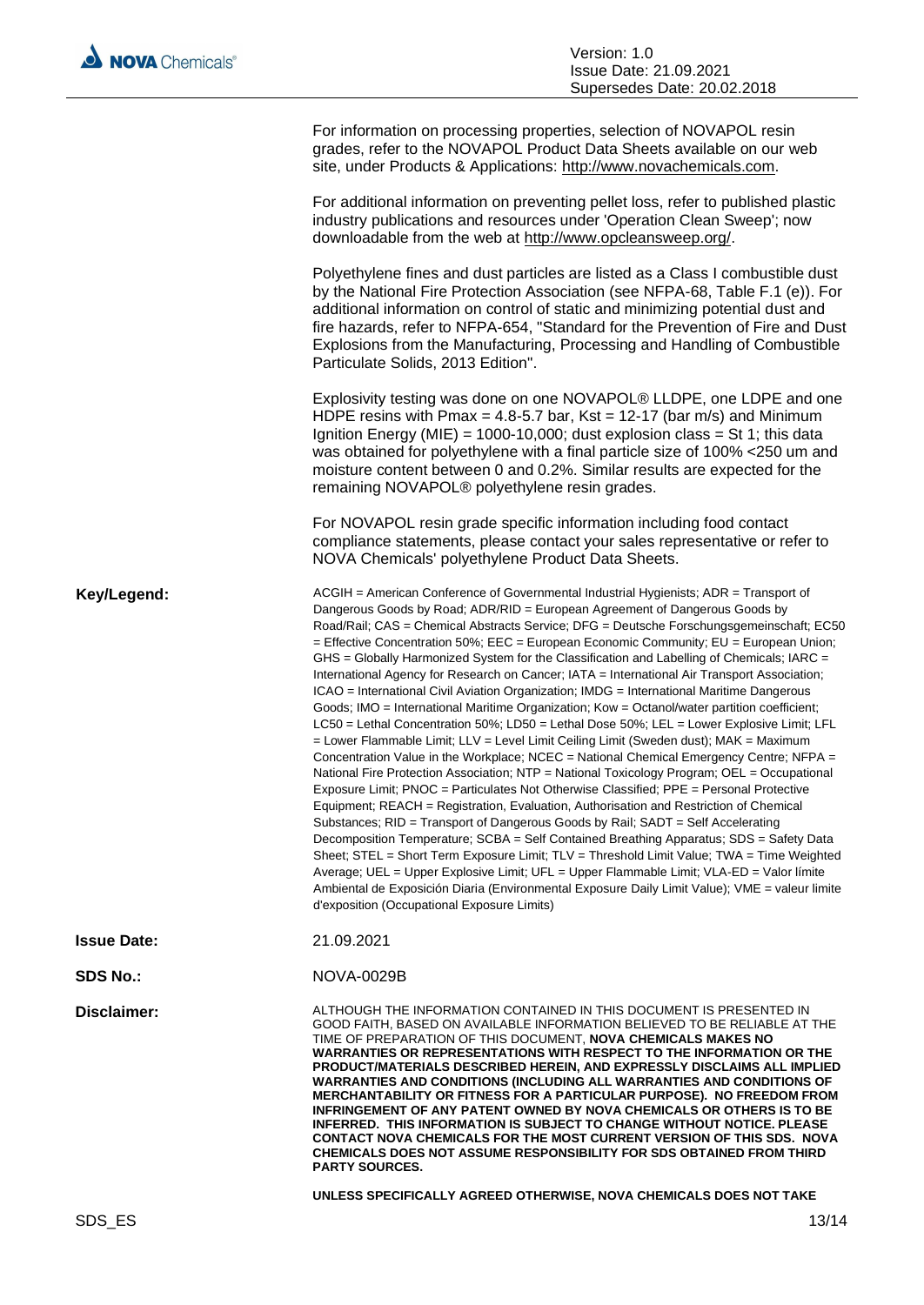For information on processing properties, selection of NOVAPOL resin grades, refer to the NOVAPOL Product Data Sheets available on our web site, under Products & Applications: http://www.novachemicals.com.

For additional information on preventing pellet loss, refer to published plastic industry publications and resources under 'Operation Clean Sweep'; now downloadable from the web at http://www.opcleansweep.org/.

Polyethylene fines and dust particles are listed as a Class I combustible dust by the National Fire Protection Association (see NFPA-68, Table F.1 (e)). For additional information on control of static and minimizing potential dust and fire hazards, refer to NFPA-654, "Standard for the Prevention of Fire and Dust Explosions from the Manufacturing, Processing and Handling of Combustible Particulate Solids, 2013 Edition".

Explosivity testing was done on one NOVAPOL® LLDPE, one LDPE and one HDPE resins with Pmax = 4.8-5.7 bar, Kst = 12-17 (bar m/s) and Minimum Ignition Energy (MIE) = 1000-10,000; dust explosion class = St 1; this data was obtained for polyethylene with a final particle size of 100% <250 um and moisture content between 0 and 0.2%. Similar results are expected for the remaining NOVAPOL® polyethylene resin grades.

For NOVAPOL resin grade specific information including food contact compliance statements, please contact your sales representative or refer to NOVA Chemicals' polyethylene Product Data Sheets.

**Key/Legend:**

ACGIH = American Conference of Governmental Industrial Hygienists; ADR = Transport of Dangerous Goods by Road; ADR/RID = European Agreement of Dangerous Goods by Road/Rail; CAS = Chemical Abstracts Service; DFG = Deutsche Forschungsgemeinschaft; EC50 = Effective Concentration 50%; EEC = European Economic Community; EU = European Union; GHS = Globally Harmonized System for the Classification and Labelling of Chemicals; IARC = International Agency for Research on Cancer; IATA = International Air Transport Association; ICAO = International Civil Aviation Organization; IMDG = International Maritime Dangerous Goods; IMO = International Maritime Organization; Kow = Octanol/water partition coefficient; LC50 = Lethal Concentration 50%; LD50 = Lethal Dose 50%; LEL = Lower Explosive Limit; LFL = Lower Flammable Limit; LLV = Level Limit Ceiling Limit (Sweden dust); MAK = Maximum Concentration Value in the Workplace; NCEC = National Chemical Emergency Centre; NFPA = National Fire Protection Association; NTP = National Toxicology Program; OEL = Occupational Exposure Limit; PNOC = Particulates Not Otherwise Classified; PPE = Personal Protective Equipment; REACH = Registration, Evaluation, Authorisation and Restriction of Chemical Substances; RID = Transport of Dangerous Goods by Rail; SADT = Self Accelerating Decomposition Temperature; SCBA = Self Contained Breathing Apparatus; SDS = Safety Data Sheet; STEL = Short Term Exposure Limit; TLV = Threshold Limit Value; TWA = Time Weighted Average; UEL = Upper Explosive Limit; UFL = Upper Flammable Limit; VLA-ED = Valor límite Ambiental de Exposición Diaria (Environmental Exposure Daily Limit Value); VME = valeur limite d'exposition (Occupational Exposure Limits)

**Issue Date:** 21.09.2021

**SDS No.:** NOVA-0029B

**Disclaimer:**

ALTHOUGH THE INFORMATION CONTAINED IN THIS DOCUMENT IS PRESENTED IN GOOD FAITH, BASED ON AVAILABLE INFORMATION BELIEVED TO BE RELIABLE AT THE TIME OF PREPARATION OF THIS DOCUMENT, **NOVA CHEMICALS MAKES NO WARRANTIES OR REPRESENTATIONS WITH RESPECT TO THE INFORMATION OR THE PRODUCT/MATERIALS DESCRIBED HEREIN, AND EXPRESSLY DISCLAIMS ALL IMPLIED WARRANTIES AND CONDITIONS (INCLUDING ALL WARRANTIES AND CONDITIONS OF MERCHANTABILITY OR FITNESS FOR A PARTICULAR PURPOSE). NO FREEDOM FROM INFRINGEMENT OF ANY PATENT OWNED BY NOVA CHEMICALS OR OTHERS IS TO BE INFERRED. THIS INFORMATION IS SUBJECT TO CHANGE WITHOUT NOTICE. PLEASE CONTACT NOVA CHEMICALS FOR THE MOST CURRENT VERSION OF THIS SDS. NOVA CHEMICALS DOES NOT ASSUME RESPONSIBILITY FOR SDS OBTAINED FROM THIRD PARTY SOURCES.**

**UNLESS SPECIFICALLY AGREED OTHERWISE, NOVA CHEMICALS DOES NOT TAKE**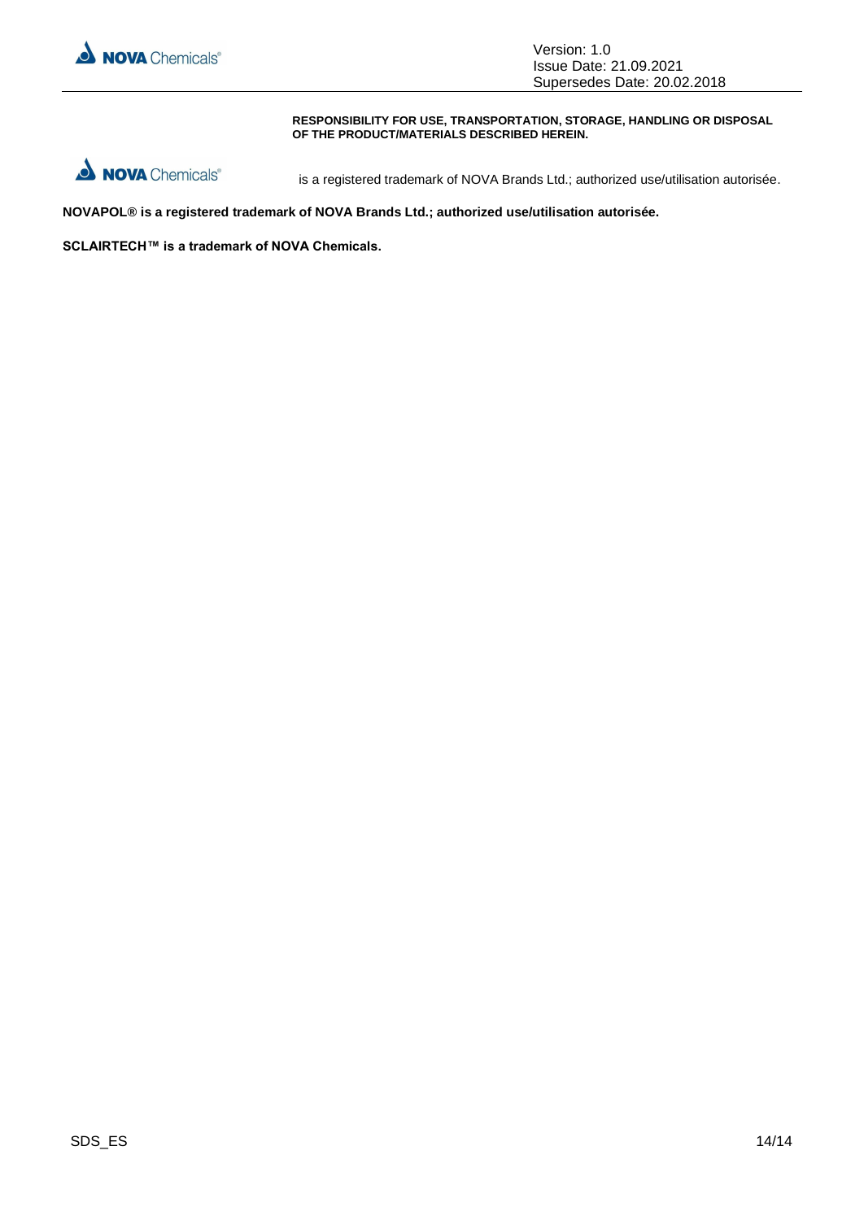**RESPONSIBILITY FOR USE, TRANSPORTATION, STORAGE, HANDLING OR DISPOSAL OF THE PRODUCT/MATERIALS DESCRIBED HEREIN.**

NOVA Chemicals® is a registered trademark of NOVA Brands Ltd.; authorized use/utilisation autorisée.

**NOVAPOL® is a registered trademark of NOVA Brands Ltd.; authorized use/utilisation autorisée.**

**SCLAIRTECH™ is a trademark of NOVA Chemicals.**